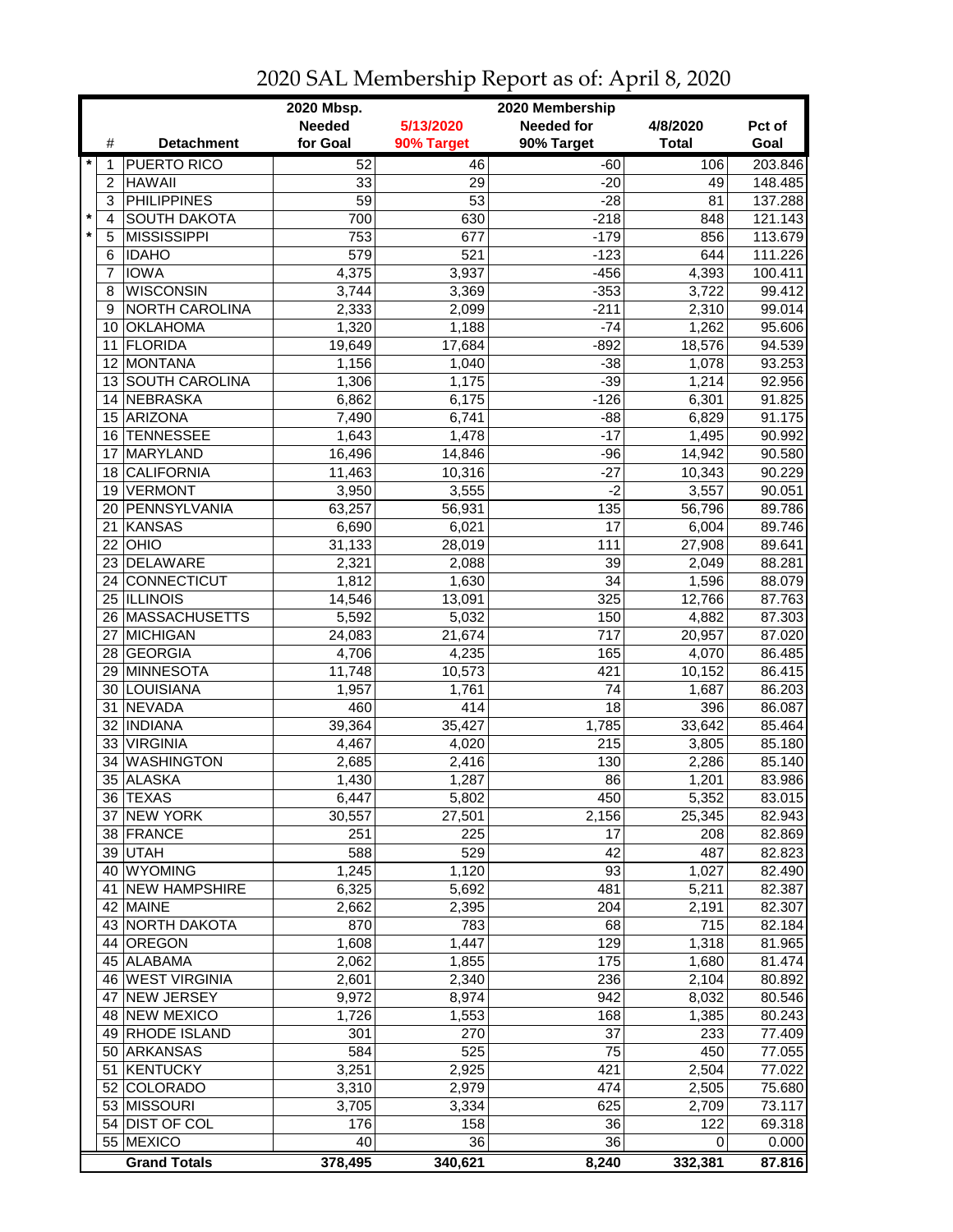# 2020 SAL Membership Report as of: April 8, 2020

| | # | Detachment | 2020 Mbsp. Needed for Goal | 5/13/2020 90% Target | 2020 Membership Needed for 90% Target | 4/8/2020 Total | Pct of Goal |
|---|---|---|---|---|---|---|---|
| * | 1 | PUERTO RICO | 52 | 46 | -60 | 106 | 203.846 |
| | 2 | HAWAII | 33 | 29 | -20 | 49 | 148.485 |
| | 3 | PHILIPPINES | 59 | 53 | -28 | 81 | 137.288 |
| * | 4 | SOUTH DAKOTA | 700 | 630 | -218 | 848 | 121.143 |
| * | 5 | MISSISSIPPI | 753 | 677 | -179 | 856 | 113.679 |
| | 6 | IDAHO | 579 | 521 | -123 | 644 | 111.226 |
| | 7 | IOWA | 4,375 | 3,937 | -456 | 4,393 | 100.411 |
| | 8 | WISCONSIN | 3,744 | 3,369 | -353 | 3,722 | 99.412 |
| | 9 | NORTH CAROLINA | 2,333 | 2,099 | -211 | 2,310 | 99.014 |
| | 10 | OKLAHOMA | 1,320 | 1,188 | -74 | 1,262 | 95.606 |
| | 11 | FLORIDA | 19,649 | 17,684 | -892 | 18,576 | 94.539 |
| | 12 | MONTANA | 1,156 | 1,040 | -38 | 1,078 | 93.253 |
| | 13 | SOUTH CAROLINA | 1,306 | 1,175 | -39 | 1,214 | 92.956 |
| | 14 | NEBRASKA | 6,862 | 6,175 | -126 | 6,301 | 91.825 |
| | 15 | ARIZONA | 7,490 | 6,741 | -88 | 6,829 | 91.175 |
| | 16 | TENNESSEE | 1,643 | 1,478 | -17 | 1,495 | 90.992 |
| | 17 | MARYLAND | 16,496 | 14,846 | -96 | 14,942 | 90.580 |
| | 18 | CALIFORNIA | 11,463 | 10,316 | -27 | 10,343 | 90.229 |
| | 19 | VERMONT | 3,950 | 3,555 | -2 | 3,557 | 90.051 |
| | 20 | PENNSYLVANIA | 63,257 | 56,931 | 135 | 56,796 | 89.786 |
| | 21 | KANSAS | 6,690 | 6,021 | 17 | 6,004 | 89.746 |
| | 22 | OHIO | 31,133 | 28,019 | 111 | 27,908 | 89.641 |
| | 23 | DELAWARE | 2,321 | 2,088 | 39 | 2,049 | 88.281 |
| | 24 | CONNECTICUT | 1,812 | 1,630 | 34 | 1,596 | 88.079 |
| | 25 | ILLINOIS | 14,546 | 13,091 | 325 | 12,766 | 87.763 |
| | 26 | MASSACHUSETTS | 5,592 | 5,032 | 150 | 4,882 | 87.303 |
| | 27 | MICHIGAN | 24,083 | 21,674 | 717 | 20,957 | 87.020 |
| | 28 | GEORGIA | 4,706 | 4,235 | 165 | 4,070 | 86.485 |
| | 29 | MINNESOTA | 11,748 | 10,573 | 421 | 10,152 | 86.415 |
| | 30 | LOUISIANA | 1,957 | 1,761 | 74 | 1,687 | 86.203 |
| | 31 | NEVADA | 460 | 414 | 18 | 396 | 86.087 |
| | 32 | INDIANA | 39,364 | 35,427 | 1,785 | 33,642 | 85.464 |
| | 33 | VIRGINIA | 4,467 | 4,020 | 215 | 3,805 | 85.180 |
| | 34 | WASHINGTON | 2,685 | 2,416 | 130 | 2,286 | 85.140 |
| | 35 | ALASKA | 1,430 | 1,287 | 86 | 1,201 | 83.986 |
| | 36 | TEXAS | 6,447 | 5,802 | 450 | 5,352 | 83.015 |
| | 37 | NEW YORK | 30,557 | 27,501 | 2,156 | 25,345 | 82.943 |
| | 38 | FRANCE | 251 | 225 | 17 | 208 | 82.869 |
| | 39 | UTAH | 588 | 529 | 42 | 487 | 82.823 |
| | 40 | WYOMING | 1,245 | 1,120 | 93 | 1,027 | 82.490 |
| | 41 | NEW HAMPSHIRE | 6,325 | 5,692 | 481 | 5,211 | 82.387 |
| | 42 | MAINE | 2,662 | 2,395 | 204 | 2,191 | 82.307 |
| | 43 | NORTH DAKOTA | 870 | 783 | 68 | 715 | 82.184 |
| | 44 | OREGON | 1,608 | 1,447 | 129 | 1,318 | 81.965 |
| | 45 | ALABAMA | 2,062 | 1,855 | 175 | 1,680 | 81.474 |
| | 46 | WEST VIRGINIA | 2,601 | 2,340 | 236 | 2,104 | 80.892 |
| | 47 | NEW JERSEY | 9,972 | 8,974 | 942 | 8,032 | 80.546 |
| | 48 | NEW MEXICO | 1,726 | 1,553 | 168 | 1,385 | 80.243 |
| | 49 | RHODE ISLAND | 301 | 270 | 37 | 233 | 77.409 |
| | 50 | ARKANSAS | 584 | 525 | 75 | 450 | 77.055 |
| | 51 | KENTUCKY | 3,251 | 2,925 | 421 | 2,504 | 77.022 |
| | 52 | COLORADO | 3,310 | 2,979 | 474 | 2,505 | 75.680 |
| | 53 | MISSOURI | 3,705 | 3,334 | 625 | 2,709 | 73.117 |
| | 54 | DIST OF COL | 176 | 158 | 36 | 122 | 69.318 |
| | 55 | MEXICO | 40 | 36 | 36 | 0 | 0.000 |
| | | **Grand Totals** | **378,495** | **340,621** | **8,240** | **332,381** | **87.816** |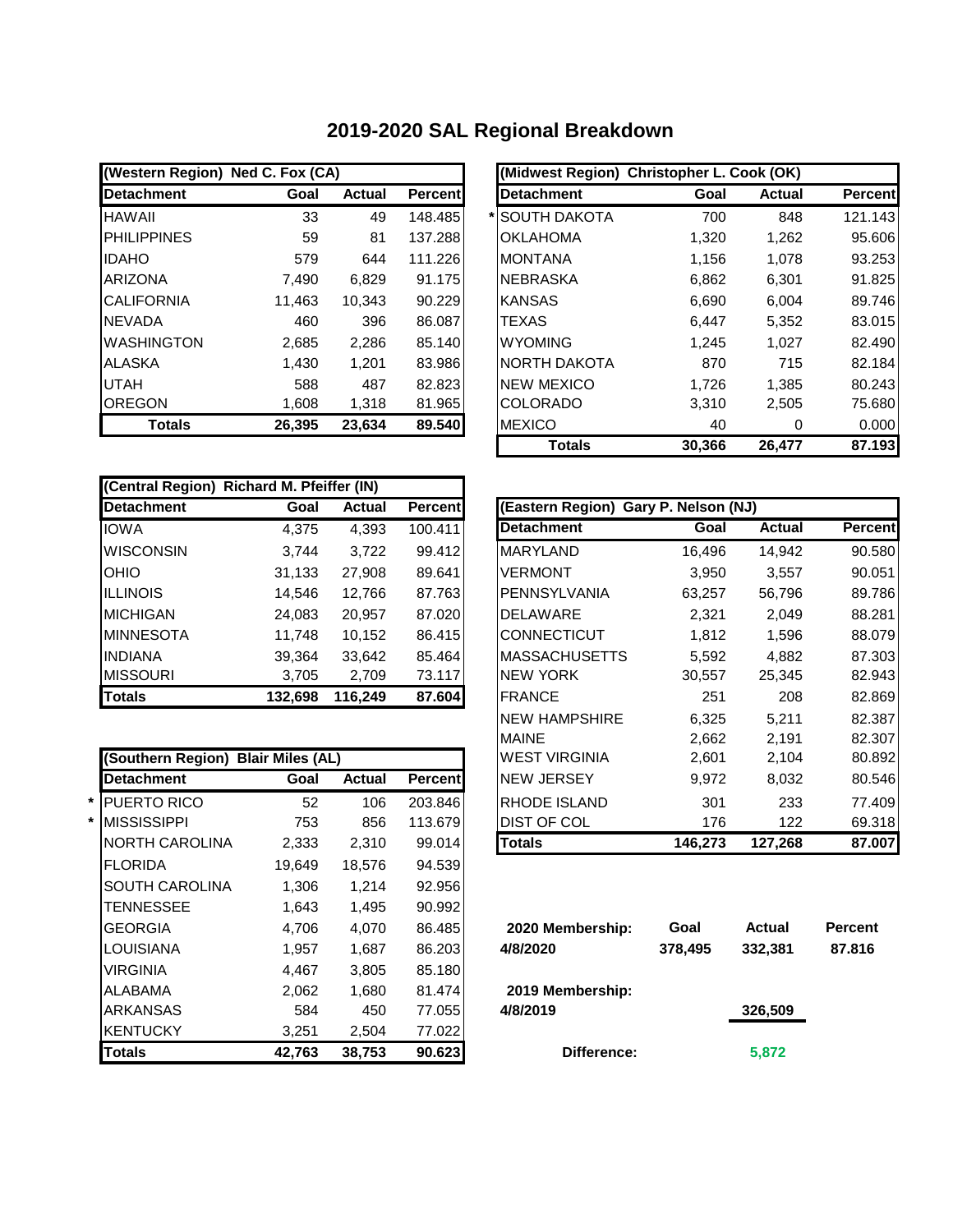# 2019-2020 SAL Regional Breakdown

| (Western Region) Ned C. Fox (CA) | | | |
|---|---|---|---|
| **Detachment** | **Goal** | **Actual** | **Percent** |
| HAWAII | 33 | 49 | 148.485 |
| PHILIPPINES | 59 | 81 | 137.288 |
| IDAHO | 579 | 644 | 111.226 |
| ARIZONA | 7,490 | 6,829 | 91.175 |
| CALIFORNIA | 11,463 | 10,343 | 90.229 |
| NEVADA | 460 | 396 | 86.087 |
| WASHINGTON | 2,685 | 2,286 | 85.140 |
| ALASKA | 1,430 | 1,201 | 83.986 |
| UTAH | 588 | 487 | 82.823 |
| OREGON | 1,608 | 1,318 | 81.965 |
| **Totals** | **26,395** | **23,634** | **89.540** |

| (Midwest Region) Christopher L. Cook (OK) | | | |
|---|---|---|---|
| **Detachment** | **Goal** | **Actual** | **Percent** |
| * SOUTH DAKOTA | 700 | 848 | 121.143 |
| OKLAHOMA | 1,320 | 1,262 | 95.606 |
| MONTANA | 1,156 | 1,078 | 93.253 |
| NEBRASKA | 6,862 | 6,301 | 91.825 |
| KANSAS | 6,690 | 6,004 | 89.746 |
| TEXAS | 6,447 | 5,352 | 83.015 |
| WYOMING | 1,245 | 1,027 | 82.490 |
| NORTH DAKOTA | 870 | 715 | 82.184 |
| NEW MEXICO | 1,726 | 1,385 | 80.243 |
| COLORADO | 3,310 | 2,505 | 75.680 |
| MEXICO | 40 | 0 | 0.000 |
| **Totals** | **30,366** | **26,477** | **87.193** |

| (Central Region) Richard M. Pfeiffer (IN) | | | |
|---|---|---|---|
| **Detachment** | **Goal** | **Actual** | **Percent** |
| IOWA | 4,375 | 4,393 | 100.411 |
| WISCONSIN | 3,744 | 3,722 | 99.412 |
| OHIO | 31,133 | 27,908 | 89.641 |
| ILLINOIS | 14,546 | 12,766 | 87.763 |
| MICHIGAN | 24,083 | 20,957 | 87.020 |
| MINNESOTA | 11,748 | 10,152 | 86.415 |
| INDIANA | 39,364 | 33,642 | 85.464 |
| MISSOURI | 3,705 | 2,709 | 73.117 |
| **Totals** | **132,698** | **116,249** | **87.604** |

| (Eastern Region) Gary P. Nelson (NJ) | | | |
|---|---|---|---|
| **Detachment** | **Goal** | **Actual** | **Percent** |
| MARYLAND | 16,496 | 14,942 | 90.580 |
| VERMONT | 3,950 | 3,557 | 90.051 |
| PENNSYLVANIA | 63,257 | 56,796 | 89.786 |
| DELAWARE | 2,321 | 2,049 | 88.281 |
| CONNECTICUT | 1,812 | 1,596 | 88.079 |
| MASSACHUSETTS | 5,592 | 4,882 | 87.303 |
| NEW YORK | 30,557 | 25,345 | 82.943 |
| FRANCE | 251 | 208 | 82.869 |
| NEW HAMPSHIRE | 6,325 | 5,211 | 82.387 |
| MAINE | 2,662 | 2,191 | 82.307 |
| WEST VIRGINIA | 2,601 | 2,104 | 80.892 |
| NEW JERSEY | 9,972 | 8,032 | 80.546 |
| RHODE ISLAND | 301 | 233 | 77.409 |
| DIST OF COL | 176 | 122 | 69.318 |
| **Totals** | **146,273** | **127,268** | **87.007** |

| (Southern Region) Blair Miles (AL) | | | |
|---|---|---|---|
| **Detachment** | **Goal** | **Actual** | **Percent** |
| * PUERTO RICO | 52 | 106 | 203.846 |
| * MISSISSIPPI | 753 | 856 | 113.679 |
| NORTH CAROLINA | 2,333 | 2,310 | 99.014 |
| FLORIDA | 19,649 | 18,576 | 94.539 |
| SOUTH CAROLINA | 1,306 | 1,214 | 92.956 |
| TENNESSEE | 1,643 | 1,495 | 90.992 |
| GEORGIA | 4,706 | 4,070 | 86.485 |
| LOUISIANA | 1,957 | 1,687 | 86.203 |
| VIRGINIA | 4,467 | 3,805 | 85.180 |
| ALABAMA | 2,062 | 1,680 | 81.474 |
| ARKANSAS | 584 | 450 | 77.055 |
| KENTUCKY | 3,251 | 2,504 | 77.022 |
| **Totals** | **42,763** | **38,753** | **90.623** |

| | **Goal** | **Actual** | **Percent** |
|---|---|---|---|
| **2020 Membership:** **4/8/2020** | **378,495** | **332,381** | **87.816** |
| **2019 Membership:** **4/8/2019** | | **326,509** | |
| **Difference:** | | **5,872** | |